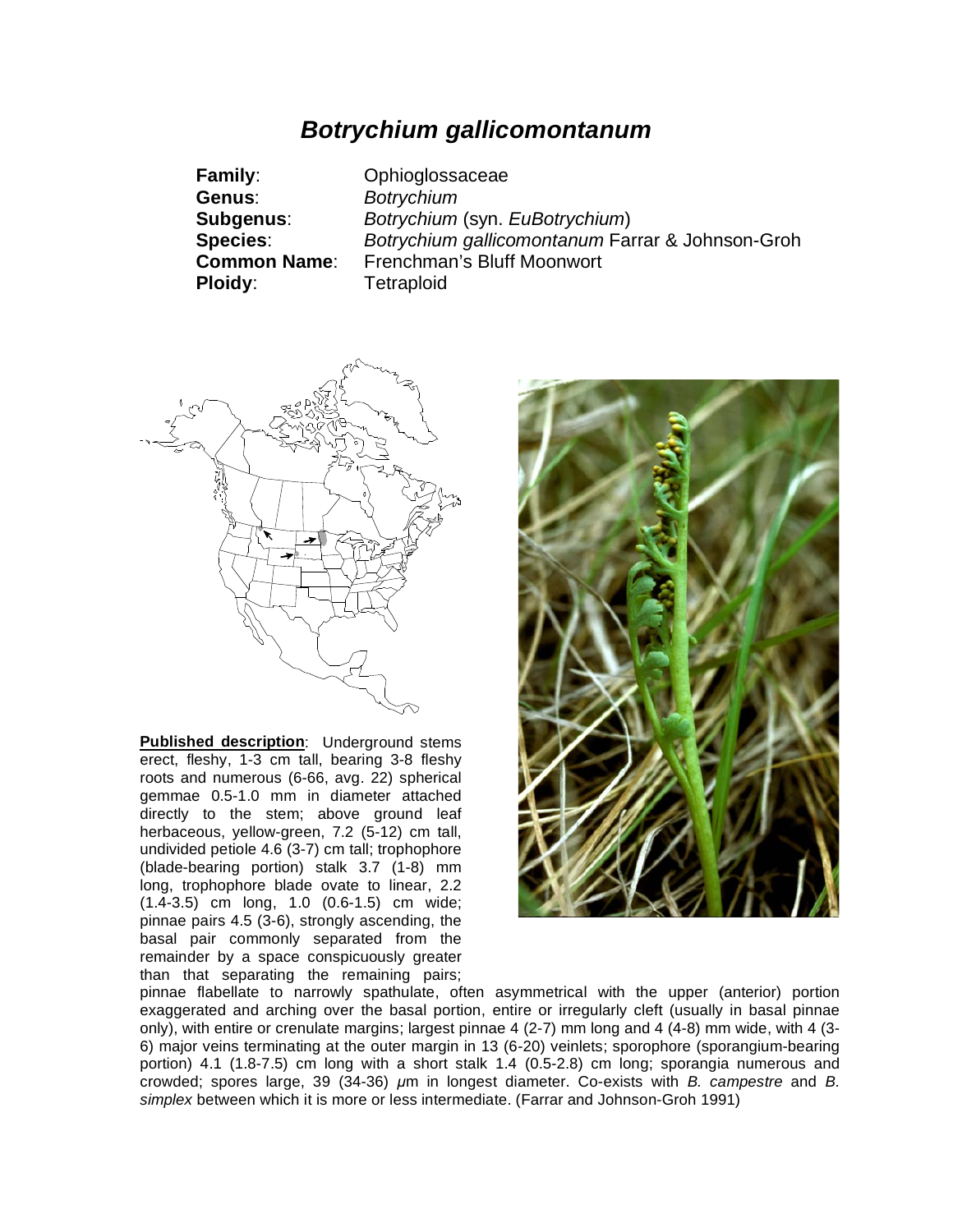# *Botrychium gallicomontanum*

**Family**: Ophioglossaceae
**Genus**: *Botrychium*
**Subgenus**: *Botrychium* (syn. *EuBotrychium*)
**Species**: *Botrychium gallicomontanum* Farrar & Johnson-Groh
**Common Name**: Frenchman's Bluff Moonwort
**Ploidy**: Tetraploid

**Published description**: Underground stems erect, fleshy, 1-3 cm tall, bearing 3-8 fleshy roots and numerous (6-66, avg. 22) spherical gemmae 0.5-1.0 mm in diameter attached directly to the stem; above ground leaf herbaceous, yellow-green, 7.2 (5-12) cm tall, undivided petiole 4.6 (3-7) cm tall; trophophore (blade-bearing portion) stalk 3.7 (1-8) mm long, trophophore blade ovate to linear, 2.2 (1.4-3.5) cm long, 1.0 (0.6-1.5) cm wide; pinnae pairs 4.5 (3-6), strongly ascending, the basal pair commonly separated from the remainder by a space conspicuously greater than that separating the remaining pairs; pinnae flabellate to narrowly spathulate, often asymmetrical with the upper (anterior) portion exaggerated and arching over the basal portion, entire or irregularly cleft (usually in basal pinnae only), with entire or crenulate margins; largest pinnae 4 (2-7) mm long and 4 (4-8) mm wide, with 4 (3-6) major veins terminating at the outer margin in 13 (6-20) veinlets; sporophore (sporangium-bearing portion) 4.1 (1.8-7.5) cm long with a short stalk 1.4 (0.5-2.8) cm long; sporangia numerous and crowded; spores large, 39 (34-36) $\mu$m in longest diameter. Co-exists with *B. campestre* and *B. simplex* between which it is more or less intermediate. (Farrar and Johnson-Groh 1991)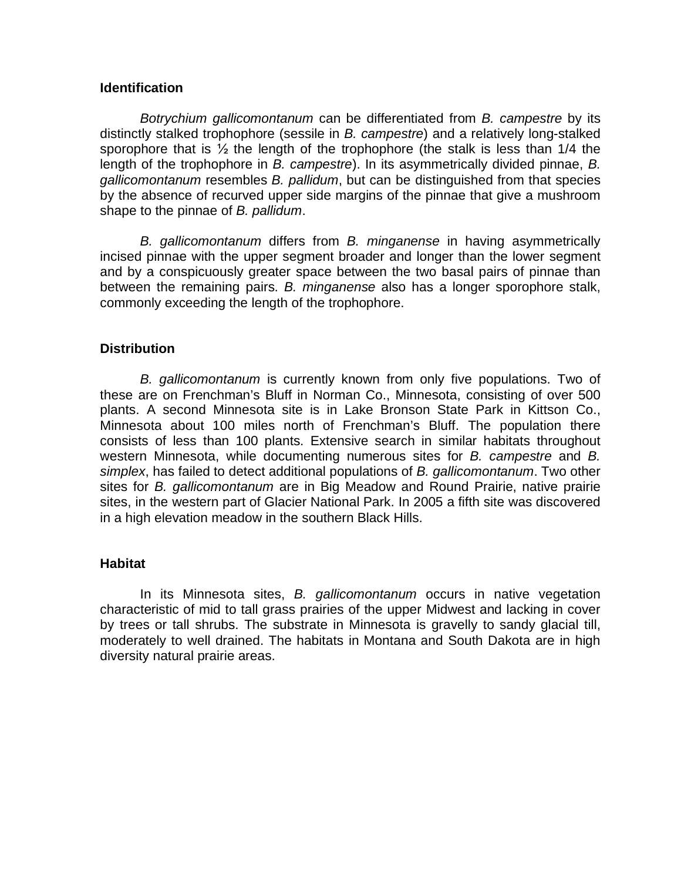## Identification

*Botrychium gallicomontanum* can be differentiated from *B. campestre* by its distinctly stalked trophophore (sessile in *B. campestre*) and a relatively long-stalked sporophore that is ½ the length of the trophophore (the stalk is less than 1/4 the length of the trophophore in *B. campestre*). In its asymmetrically divided pinnae, *B. gallicomontanum* resembles *B. pallidum*, but can be distinguished from that species by the absence of recurved upper side margins of the pinnae that give a mushroom shape to the pinnae of *B. pallidum*.

*B. gallicomontanum* differs from *B. minganense* in having asymmetrically incised pinnae with the upper segment broader and longer than the lower segment and by a conspicuously greater space between the two basal pairs of pinnae than between the remaining pairs. *B. minganense* also has a longer sporophore stalk, commonly exceeding the length of the trophophore.

## Distribution

*B. gallicomontanum* is currently known from only five populations. Two of these are on Frenchman's Bluff in Norman Co., Minnesota, consisting of over 500 plants. A second Minnesota site is in Lake Bronson State Park in Kittson Co., Minnesota about 100 miles north of Frenchman's Bluff. The population there consists of less than 100 plants. Extensive search in similar habitats throughout western Minnesota, while documenting numerous sites for *B. campestre* and *B. simplex*, has failed to detect additional populations of *B. gallicomontanum*. Two other sites for *B. gallicomontanum* are in Big Meadow and Round Prairie, native prairie sites, in the western part of Glacier National Park. In 2005 a fifth site was discovered in a high elevation meadow in the southern Black Hills.

## Habitat

In its Minnesota sites, *B. gallicomontanum* occurs in native vegetation characteristic of mid to tall grass prairies of the upper Midwest and lacking in cover by trees or tall shrubs. The substrate in Minnesota is gravelly to sandy glacial till, moderately to well drained. The habitats in Montana and South Dakota are in high diversity natural prairie areas.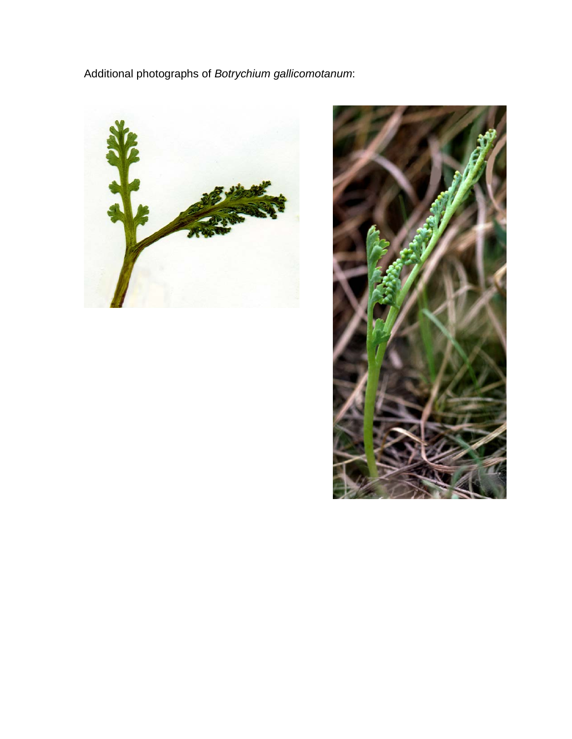Additional photographs of *Botrychium gallicomotanum*: